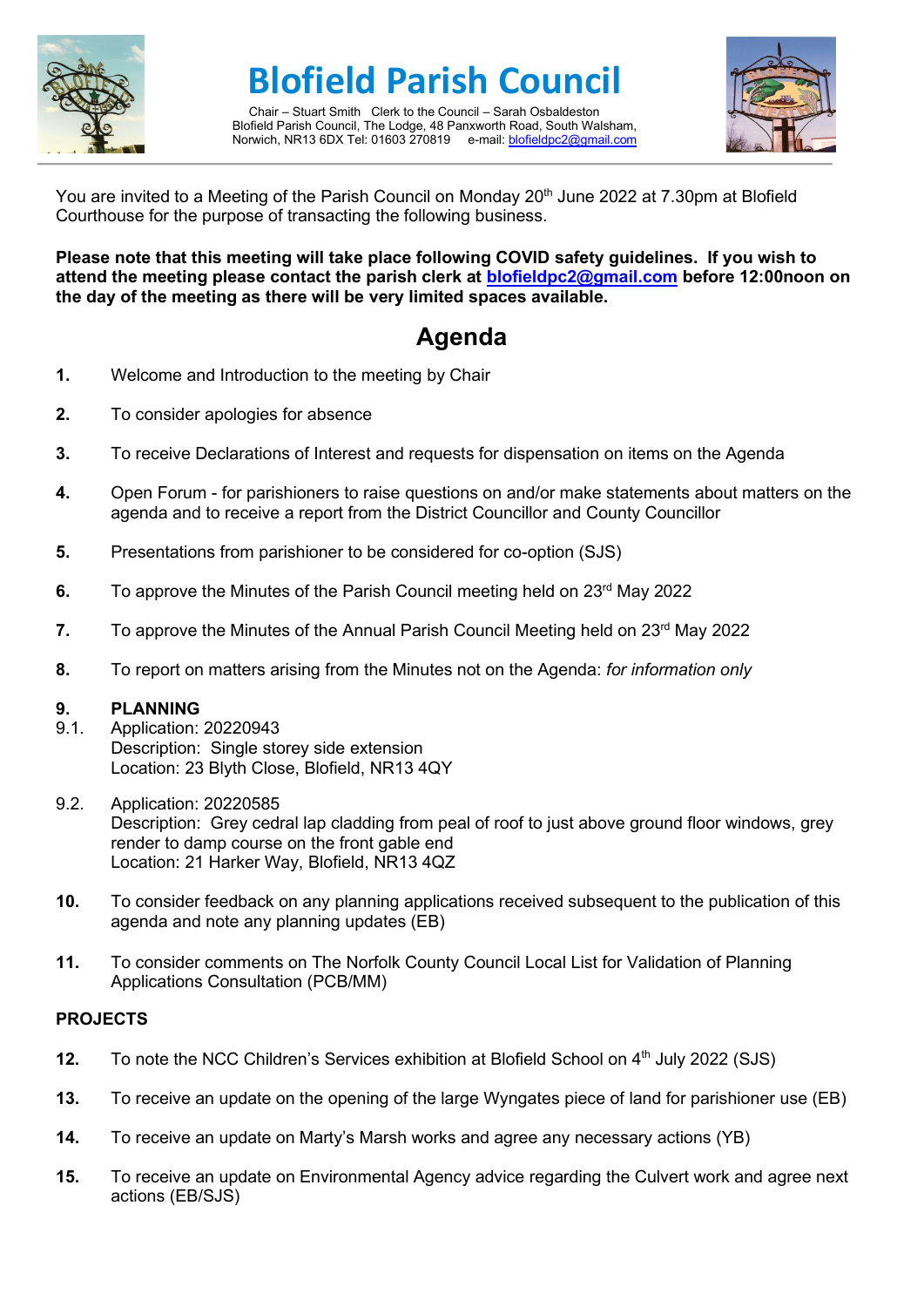# Blofield Parish Council

Chair – Stuart Smith Clerk to the Council – Sarah Osbaldeston
Blofield Parish Council, The Lodge, 48 Panxworth Road, South Walsham,
Norwich, NR13 6DX Tel: 01603 270819 e-mail: blofieldpc2@gmail.com

You are invited to a Meeting of the Parish Council on Monday 20th June 2022 at 7.30pm at Blofield Courthouse for the purpose of transacting the following business.

**Please note that this meeting will take place following COVID safety guidelines. If you wish to attend the meeting please contact the parish clerk at blofieldpc2@gmail.com before 12:00noon on the day of the meeting as there will be very limited spaces available.**

## Agenda

**1.** Welcome and Introduction to the meeting by Chair

**2.** To consider apologies for absence

**3.** To receive Declarations of Interest and requests for dispensation on items on the Agenda

**4.** Open Forum - for parishioners to raise questions on and/or make statements about matters on the agenda and to receive a report from the District Councillor and County Councillor

**5.** Presentations from parishioner to be considered for co-option (SJS)

**6.** To approve the Minutes of the Parish Council meeting held on 23rd May 2022

**7.** To approve the Minutes of the Annual Parish Council Meeting held on 23rd May 2022

**8.** To report on matters arising from the Minutes not on the Agenda: *for information only*

**9. PLANNING**

9.1. Application: 20220943
Description: Single storey side extension
Location: 23 Blyth Close, Blofield, NR13 4QY

9.2. Application: 20220585
Description: Grey cedral lap cladding from peal of roof to just above ground floor windows, grey render to damp course on the front gable end
Location: 21 Harker Way, Blofield, NR13 4QZ

**10.** To consider feedback on any planning applications received subsequent to the publication of this agenda and note any planning updates (EB)

**11.** To consider comments on The Norfolk County Council Local List for Validation of Planning Applications Consultation (PCB/MM)

**PROJECTS**

**12.** To note the NCC Children's Services exhibition at Blofield School on 4th July 2022 (SJS)

**13.** To receive an update on the opening of the large Wyngates piece of land for parishioner use (EB)

**14.** To receive an update on Marty's Marsh works and agree any necessary actions (YB)

**15.** To receive an update on Environmental Agency advice regarding the Culvert work and agree next actions (EB/SJS)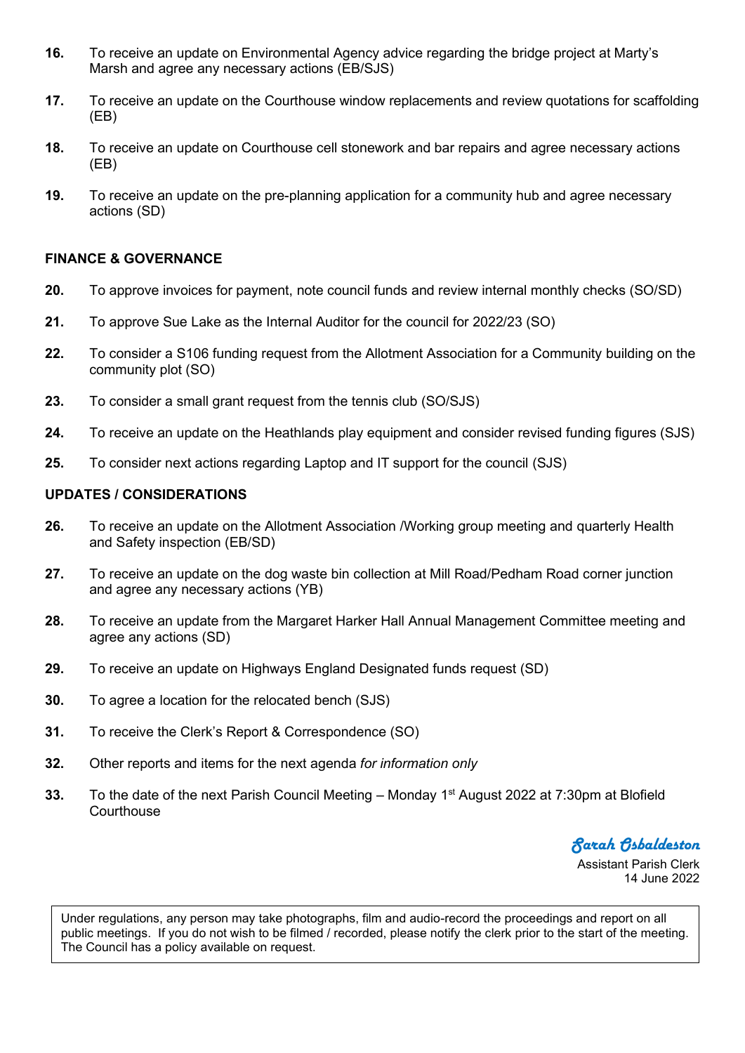**16.** To receive an update on Environmental Agency advice regarding the bridge project at Marty's Marsh and agree any necessary actions (EB/SJS)

**17.** To receive an update on the Courthouse window replacements and review quotations for scaffolding (EB)

**18.** To receive an update on Courthouse cell stonework and bar repairs and agree necessary actions (EB)

**19.** To receive an update on the pre-planning application for a community hub and agree necessary actions (SD)

**FINANCE & GOVERNANCE**

**20.** To approve invoices for payment, note council funds and review internal monthly checks (SO/SD)

**21.** To approve Sue Lake as the Internal Auditor for the council for 2022/23 (SO)

**22.** To consider a S106 funding request from the Allotment Association for a Community building on the community plot (SO)

**23.** To consider a small grant request from the tennis club (SO/SJS)

**24.** To receive an update on the Heathlands play equipment and consider revised funding figures (SJS)

**25.** To consider next actions regarding Laptop and IT support for the council (SJS)

**UPDATES / CONSIDERATIONS**

**26.** To receive an update on the Allotment Association /Working group meeting and quarterly Health and Safety inspection (EB/SD)

**27.** To receive an update on the dog waste bin collection at Mill Road/Pedham Road corner junction and agree any necessary actions (YB)

**28.** To receive an update from the Margaret Harker Hall Annual Management Committee meeting and agree any actions (SD)

**29.** To receive an update on Highways England Designated funds request (SD)

**30.** To agree a location for the relocated bench (SJS)

**31.** To receive the Clerk's Report & Correspondence (SO)

**32.** Other reports and items for the next agenda *for information only*

**33.** To the date of the next Parish Council Meeting – Monday 1st August 2022 at 7:30pm at Blofield Courthouse

*Sarah Osbaldeston*
Assistant Parish Clerk
14 June 2022

Under regulations, any person may take photographs, film and audio-record the proceedings and report on all public meetings. If you do not wish to be filmed / recorded, please notify the clerk prior to the start of the meeting. The Council has a policy available on request.